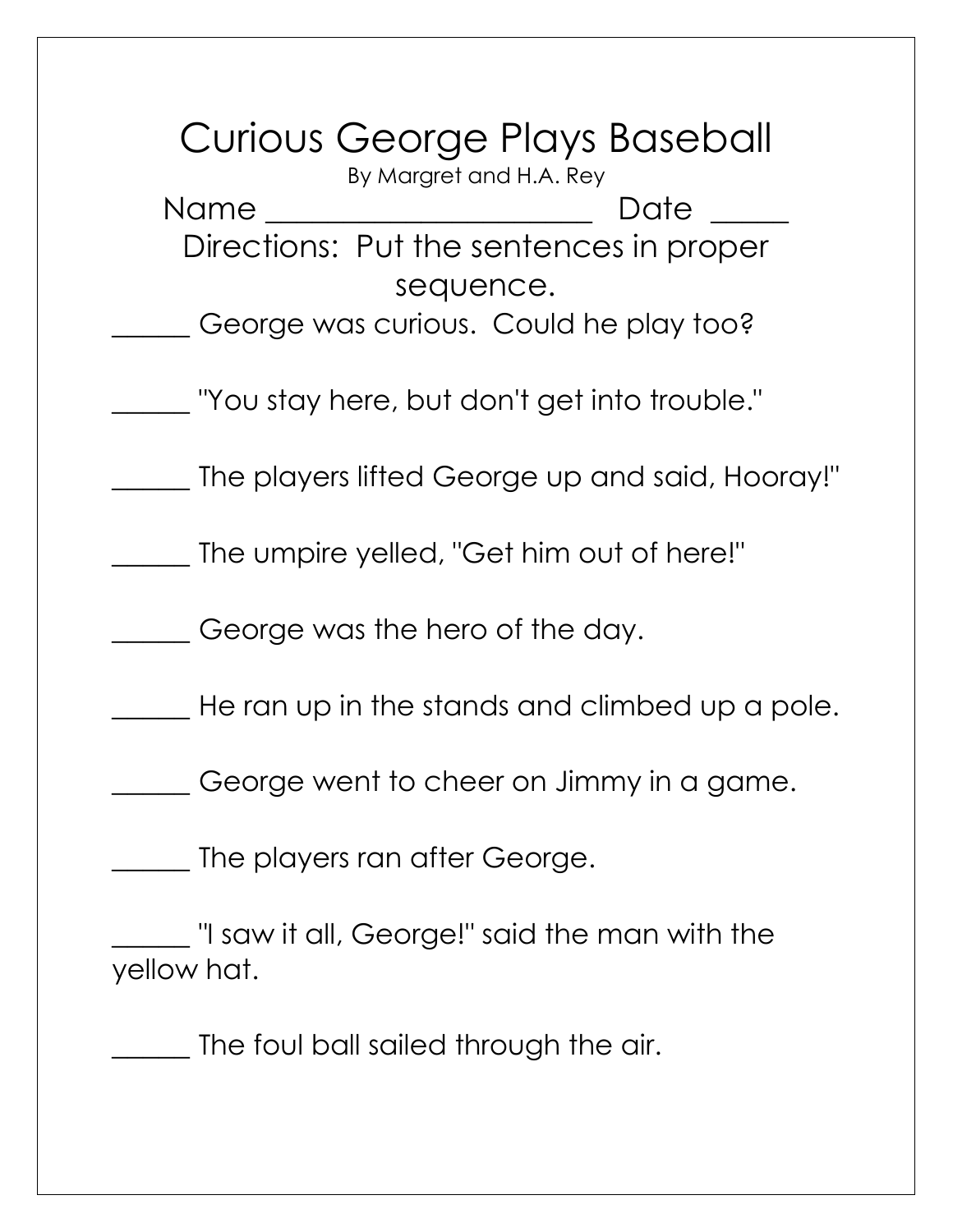# Curious George Plays Baseball

By Margret and H.A. Rey

Name ____________________ Date _____

Directions: Put the sentences in proper sequence.

_____ George was curious. Could he play too?

_____ "You stay here, but don't get into trouble."

_____ The players lifted George up and said, Hooray!"

_____ The umpire yelled, "Get him out of here!"

_____ George was the hero of the day.

_____ He ran up in the stands and climbed up a pole.

_____ George went to cheer on Jimmy in a game.

_____ The players ran after George.

_____ "I saw it all, George!" said the man with the yellow hat.

_____ The foul ball sailed through the air.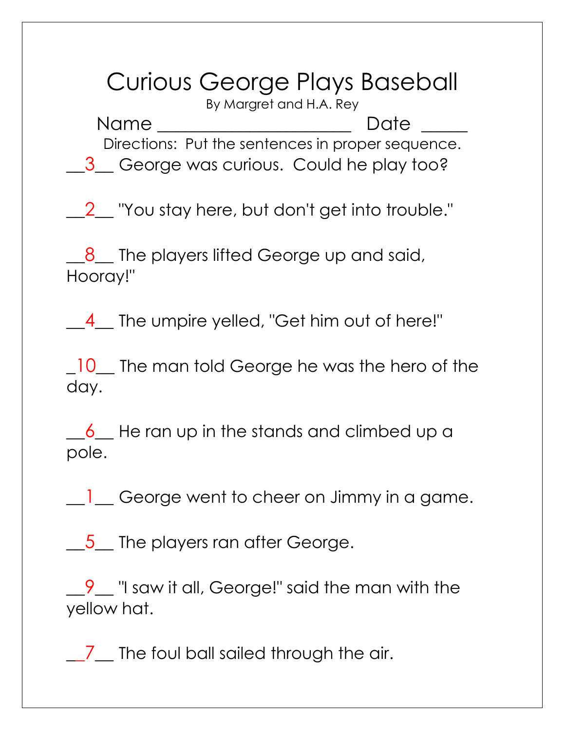# Curious George Plays Baseball

By Margret and H.A. Rey

Name ____________________ Date _____

Directions: Put the sentences in proper sequence.

__3__ George was curious. Could he play too?

__2__ "You stay here, but don't get into trouble."

__8__ The players lifted George up and said, Hooray!"

__4__ The umpire yelled, "Get him out of here!"

_10__ The man told George he was the hero of the day.

__6__ He ran up in the stands and climbed up a pole.

__1__ George went to cheer on Jimmy in a game.

__5__ The players ran after George.

__9__ "I saw it all, George!" said the man with the yellow hat.

__7__ The foul ball sailed through the air.